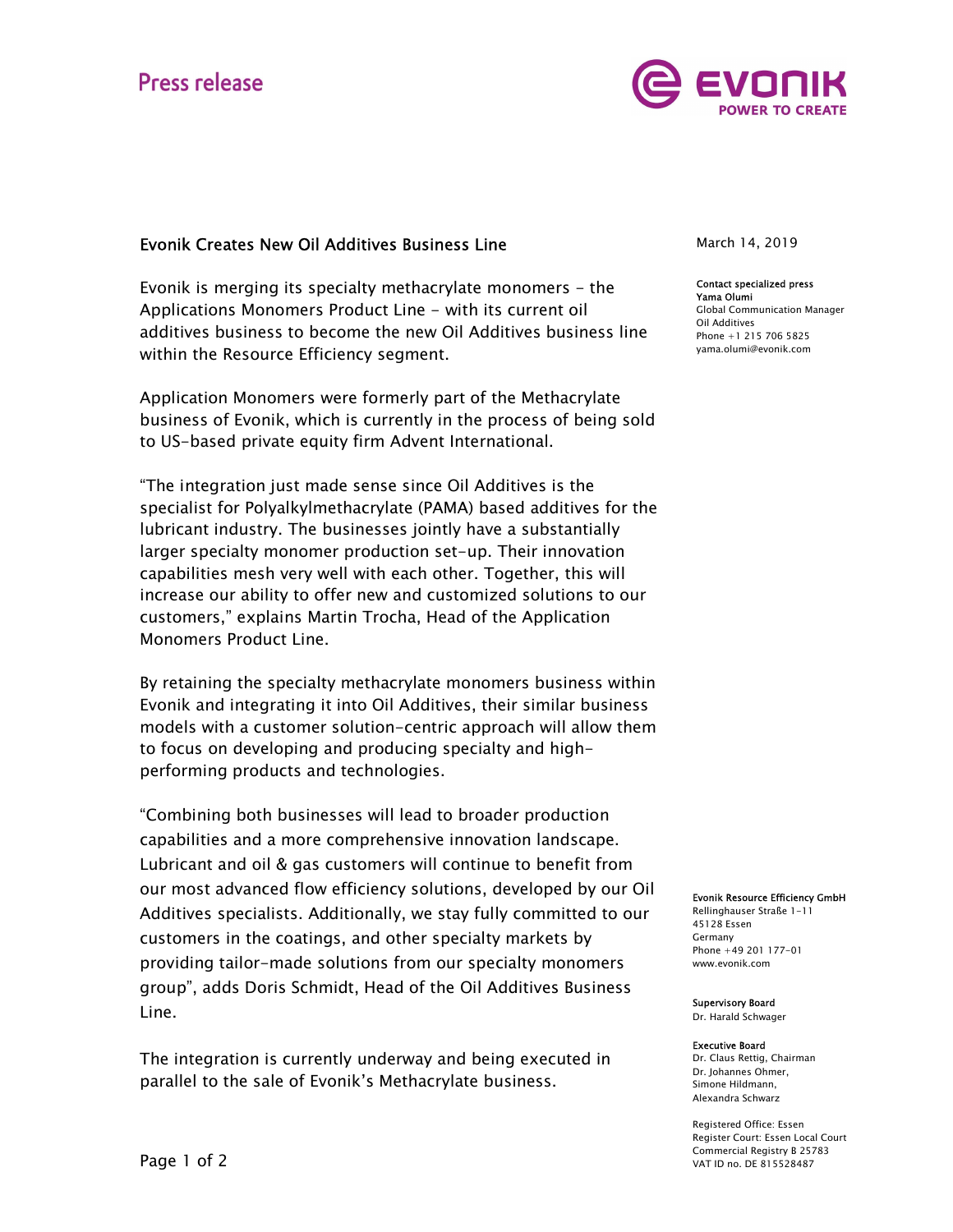Press release

# Evonik Creates New Oil Additives Business Line

March 14, 2019

Evonik is merging its specialty methacrylate monomers - the Applications Monomers Product Line - with its current oil additives business to become the new Oil Additives business line within the Resource Efficiency segment.

Application Monomers were formerly part of the Methacrylate business of Evonik, which is currently in the process of being sold to US-based private equity firm Advent International.

"The integration just made sense since Oil Additives is the specialist for Polyalkylmethacrylate (PAMA) based additives for the lubricant industry. The businesses jointly have a substantially larger specialty monomer production set-up. Their innovation capabilities mesh very well with each other. Together, this will increase our ability to offer new and customized solutions to our customers," explains Martin Trocha, Head of the Application Monomers Product Line.

By retaining the specialty methacrylate monomers business within Evonik and integrating it into Oil Additives, their similar business models with a customer solution-centric approach will allow them to focus on developing and producing specialty and high-performing products and technologies.

"Combining both businesses will lead to broader production capabilities and a more comprehensive innovation landscape. Lubricant and oil & gas customers will continue to benefit from our most advanced flow efficiency solutions, developed by our Oil Additives specialists. Additionally, we stay fully committed to our customers in the coatings, and other specialty markets by providing tailor-made solutions from our specialty monomers group", adds Doris Schmidt, Head of the Oil Additives Business Line.

The integration is currently underway and being executed in parallel to the sale of Evonik's Methacrylate business.

**Contact specialized press**
**Yama Olumi**
Global Communication Manager
Oil Additives
Phone +1 215 706 5825
yama.olumi@evonik.com

**Evonik Resource Efficiency GmbH**
Rellinghauser Straße 1-11
45128 Essen
Germany
Phone +49 201 177-01
www.evonik.com

**Supervisory Board**
Dr. Harald Schwager

**Executive Board**
Dr. Claus Rettig, Chairman
Dr. Johannes Ohmer,
Simone Hildmann,
Alexandra Schwarz

Registered Office: Essen
Register Court: Essen Local Court
Commercial Registry B 25783
VAT ID no. DE 815528487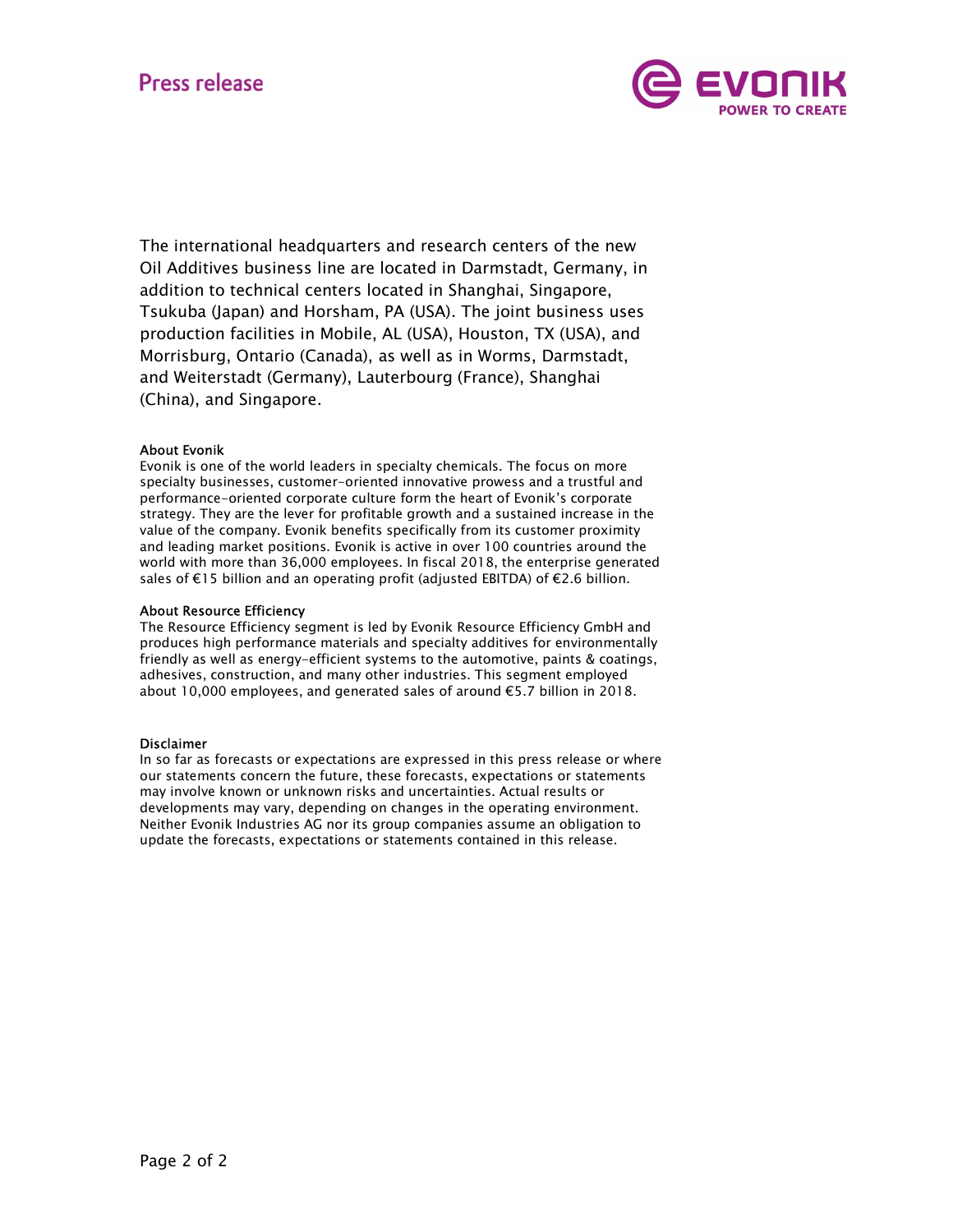The international headquarters and research centers of the new Oil Additives business line are located in Darmstadt, Germany, in addition to technical centers located in Shanghai, Singapore, Tsukuba (Japan) and Horsham, PA (USA). The joint business uses production facilities in Mobile, AL (USA), Houston, TX (USA), and Morrisburg, Ontario (Canada), as well as in Worms, Darmstadt, and Weiterstadt (Germany), Lauterbourg (France), Shanghai (China), and Singapore.

### About Evonik

Evonik is one of the world leaders in specialty chemicals. The focus on more specialty businesses, customer-oriented innovative prowess and a trustful and performance-oriented corporate culture form the heart of Evonik's corporate strategy. They are the lever for profitable growth and a sustained increase in the value of the company. Evonik benefits specifically from its customer proximity and leading market positions. Evonik is active in over 100 countries around the world with more than 36,000 employees. In fiscal 2018, the enterprise generated sales of €15 billion and an operating profit (adjusted EBITDA) of €2.6 billion.

### About Resource Efficiency

The Resource Efficiency segment is led by Evonik Resource Efficiency GmbH and produces high performance materials and specialty additives for environmentally friendly as well as energy-efficient systems to the automotive, paints & coatings, adhesives, construction, and many other industries. This segment employed about 10,000 employees, and generated sales of around €5.7 billion in 2018.

### Disclaimer

In so far as forecasts or expectations are expressed in this press release or where our statements concern the future, these forecasts, expectations or statements may involve known or unknown risks and uncertainties. Actual results or developments may vary, depending on changes in the operating environment. Neither Evonik Industries AG nor its group companies assume an obligation to update the forecasts, expectations or statements contained in this release.